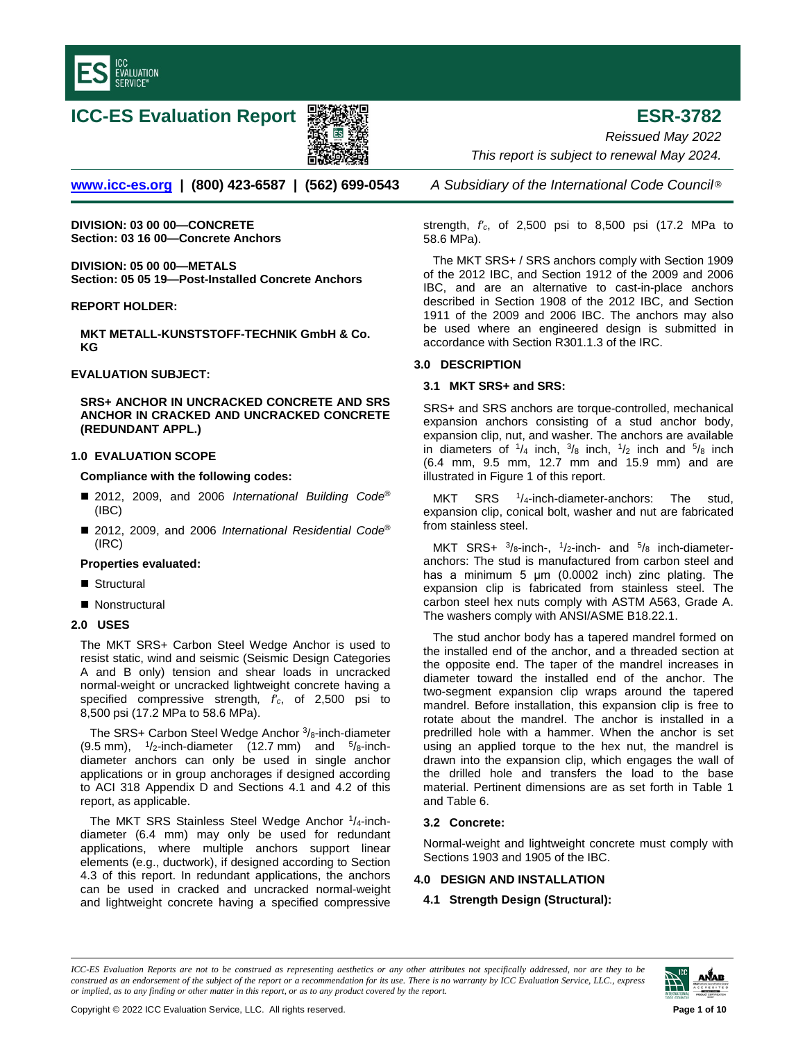# ICC-ES Evaluation Report

# ESR-3782

*Reissued May 2022*

*This report is subject to renewal May 2024.*

www.icc-es.org | (800) 423-6587 | (562) 699-0543 *A Subsidiary of the International Code Council®*

**DIVISION: 03 00 00—CONCRETE**
**Section: 03 16 00—Concrete Anchors**

**DIVISION: 05 00 00—METALS**
**Section: 05 05 19—Post-Installed Concrete Anchors**

**REPORT HOLDER:**

**MKT METALL-KUNSTSTOFF-TECHNIK GmbH & Co. KG**

**EVALUATION SUBJECT:**

**SRS+ ANCHOR IN UNCRACKED CONCRETE AND SRS ANCHOR IN CRACKED AND UNCRACKED CONCRETE (REDUNDANT APPL.)**

## 1.0 EVALUATION SCOPE

**Compliance with the following codes:**

- 2012, 2009, and 2006 *International Building Code®* (IBC)
- 2012, 2009, and 2006 *International Residential Code®* (IRC)

**Properties evaluated:**

- Structural
- Nonstructural

## 2.0 USES

The MKT SRS+ Carbon Steel Wedge Anchor is used to resist static, wind and seismic (Seismic Design Categories A and B only) tension and shear loads in uncracked normal-weight or uncracked lightweight concrete having a specified compressive strength*,* $f'_c$, of 2,500 psi to 8,500 psi (17.2 MPa to 58.6 MPa).

The SRS+ Carbon Steel Wedge Anchor $^3/_8$-inch-diameter (9.5 mm), $^1/_2$-inch-diameter (12.7 mm) and $^5/_8$-inch-diameter anchors can only be used in single anchor applications or in group anchorages if designed according to ACI 318 Appendix D and Sections 4.1 and 4.2 of this report, as applicable.

The MKT SRS Stainless Steel Wedge Anchor $^1/_4$-inch-diameter (6.4 mm) may only be used for redundant applications, where multiple anchors support linear elements (e.g., ductwork), if designed according to Section 4.3 of this report. In redundant applications, the anchors can be used in cracked and uncracked normal-weight and lightweight concrete having a specified compressive strength, $f'_c$, of 2,500 psi to 8,500 psi (17.2 MPa to 58.6 MPa).

The MKT SRS+ / SRS anchors comply with Section 1909 of the 2012 IBC, and Section 1912 of the 2009 and 2006 IBC, and are an alternative to cast-in-place anchors described in Section 1908 of the 2012 IBC, and Section 1911 of the 2009 and 2006 IBC. The anchors may also be used where an engineered design is submitted in accordance with Section R301.1.3 of the IRC.

## 3.0 DESCRIPTION

### 3.1 MKT SRS+ and SRS:

SRS+ and SRS anchors are torque-controlled, mechanical expansion anchors consisting of a stud anchor body, expansion clip, nut, and washer. The anchors are available in diameters of $^1/_4$ inch, $^3/_8$ inch, $^1/_2$ inch and $^5/_8$ inch (6.4 mm, 9.5 mm, 12.7 mm and 15.9 mm) and are illustrated in Figure 1 of this report.

MKT SRS $^1/_4$-inch-diameter-anchors: The stud, expansion clip, conical bolt, washer and nut are fabricated from stainless steel.

MKT SRS+ $^3/_8$-inch-, $^1/_2$-inch- and $^5/_8$ inch-diameter-anchors: The stud is manufactured from carbon steel and has a minimum 5 μm (0.0002 inch) zinc plating. The expansion clip is fabricated from stainless steel. The carbon steel hex nuts comply with ASTM A563, Grade A. The washers comply with ANSI/ASME B18.22.1.

The stud anchor body has a tapered mandrel formed on the installed end of the anchor, and a threaded section at the opposite end. The taper of the mandrel increases in diameter toward the installed end of the anchor. The two-segment expansion clip wraps around the tapered mandrel. Before installation, this expansion clip is free to rotate about the mandrel. The anchor is installed in a predrilled hole with a hammer. When the anchor is set using an applied torque to the hex nut, the mandrel is drawn into the expansion clip, which engages the wall of the drilled hole and transfers the load to the base material. Pertinent dimensions are as set forth in Table 1 and Table 6.

### 3.2 Concrete:

Normal-weight and lightweight concrete must comply with Sections 1903 and 1905 of the IBC.

## 4.0 DESIGN AND INSTALLATION

### 4.1 Strength Design (Structural):

*ICC-ES Evaluation Reports are not to be construed as representing aesthetics or any other attributes not specifically addressed, nor are they to be construed as an endorsement of the subject of the report or a recommendation for its use. There is no warranty by ICC Evaluation Service, LLC., express or implied, as to any finding or other matter in this report, or as to any product covered by the report.*

Copyright © 2022 ICC Evaluation Service, LLC. All rights reserved.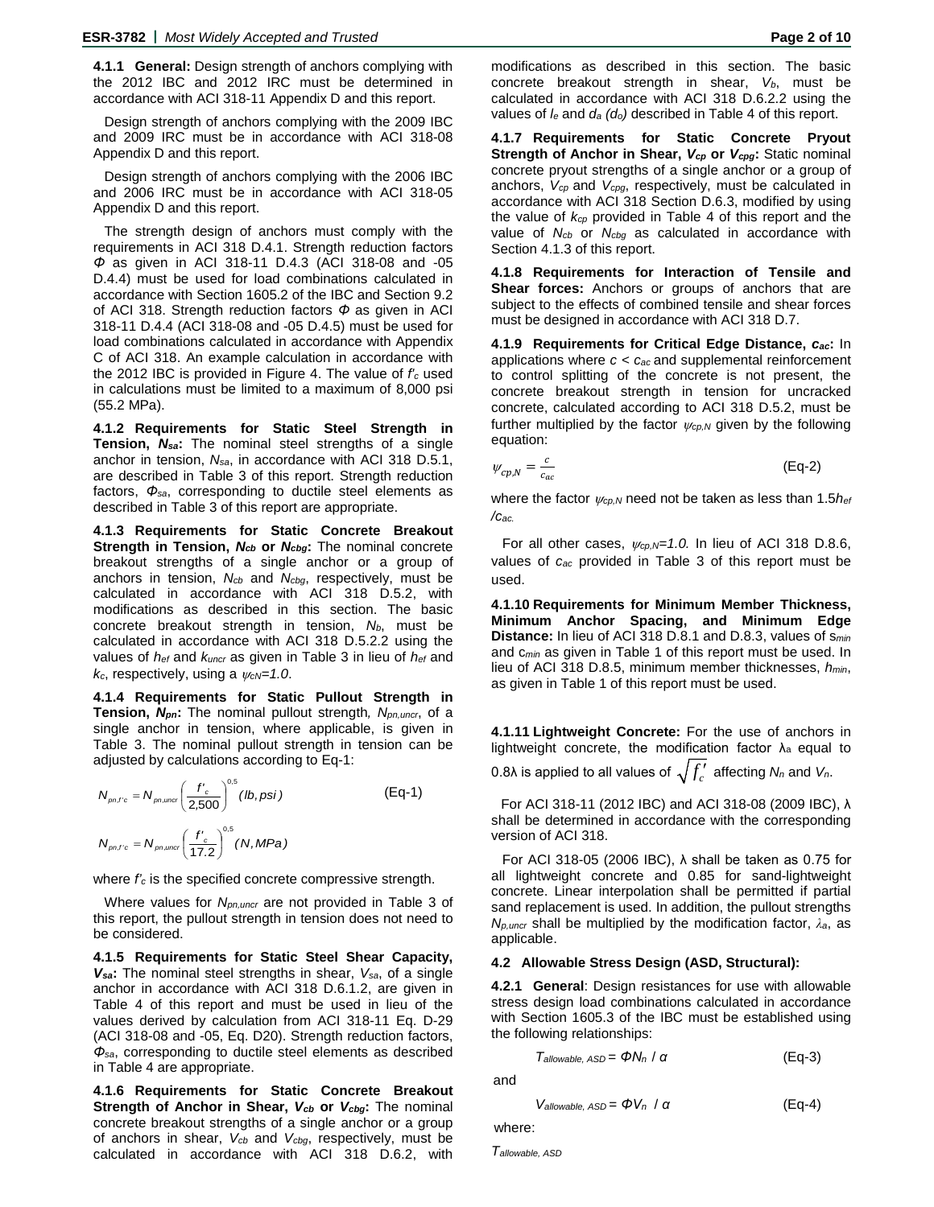**4.1.1 General:** Design strength of anchors complying with the 2012 IBC and 2012 IRC must be determined in accordance with ACI 318-11 Appendix D and this report.

Design strength of anchors complying with the 2009 IBC and 2009 IRC must be in accordance with ACI 318-08 Appendix D and this report.

Design strength of anchors complying with the 2006 IBC and 2006 IRC must be in accordance with ACI 318-05 Appendix D and this report.

The strength design of anchors must comply with the requirements in ACI 318 D.4.1. Strength reduction factors $\Phi$ as given in ACI 318-11 D.4.3 (ACI 318-08 and -05 D.4.4) must be used for load combinations calculated in accordance with Section 1605.2 of the IBC and Section 9.2 of ACI 318. Strength reduction factors $\Phi$ as given in ACI 318-11 D.4.4 (ACI 318-08 and -05 D.4.5) must be used for load combinations calculated in accordance with Appendix C of ACI 318. An example calculation in accordance with the 2012 IBC is provided in Figure 4. The value of $f'_c$ used in calculations must be limited to a maximum of 8,000 psi (55.2 MPa).

**4.1.2 Requirements for Static Steel Strength in Tension, $N_{sa}$:** The nominal steel strengths of a single anchor in tension, $N_{sa}$, in accordance with ACI 318 D.5.1, are described in Table 3 of this report. Strength reduction factors, $\Phi_{sa}$, corresponding to ductile steel elements as described in Table 3 of this report are appropriate.

**4.1.3 Requirements for Static Concrete Breakout Strength in Tension, $N_{cb}$ or $N_{cbg}$:** The nominal concrete breakout strengths of a single anchor or a group of anchors in tension, $N_{cb}$ and $N_{cbg}$, respectively, must be calculated in accordance with ACI 318 D.5.2, with modifications as described in this section. The basic concrete breakout strength in tension, $N_b$, must be calculated in accordance with ACI 318 D.5.2.2 using the values of $h_{ef}$ and $k_{uncr}$ as given in Table 3 in lieu of $h_{ef}$ and $k_c$, respectively, using a $\psi_{cN}=1.0$.

**4.1.4 Requirements for Static Pullout Strength in Tension, $N_{pn}$:** The nominal pullout strength, $N_{pn,uncr}$, of a single anchor in tension, where applicable, is given in Table 3. The nominal pullout strength in tension can be adjusted by calculations according to Eq-1:

$$N_{pn,f'c} = N_{pn,uncr}\left(\frac{f'_c}{2{,}500}\right)^{0.5} (lb, psi) \qquad \text{(Eq-1)}$$

$$N_{pn,f'c} = N_{pn,uncr}\left(\frac{f'_c}{17.2}\right)^{0.5} (N, MPa)$$

where $f'_c$ is the specified concrete compressive strength.

Where values for $N_{pn,uncr}$ are not provided in Table 3 of this report, the pullout strength in tension does not need to be considered.

**4.1.5 Requirements for Static Steel Shear Capacity, $V_{sa}$:** The nominal steel strengths in shear, $V_{sa}$, of a single anchor in accordance with ACI 318 D.6.1.2, are given in Table 4 of this report and must be used in lieu of the values derived by calculation from ACI 318-11 Eq. D-29 (ACI 318-08 and -05, Eq. D20). Strength reduction factors, $\Phi_{sa}$, corresponding to ductile steel elements as described in Table 4 are appropriate.

**4.1.6 Requirements for Static Concrete Breakout Strength of Anchor in Shear, $V_{cb}$ or $V_{cbg}$:** The nominal concrete breakout strengths of a single anchor or a group of anchors in shear, $V_{cb}$ and $V_{cbg}$, respectively, must be calculated in accordance with ACI 318 D.6.2, with modifications as described in this section. The basic concrete breakout strength in shear, $V_b$, must be calculated in accordance with ACI 318 D.6.2.2 using the values of $l_e$ and $d_a$ $(d_o)$ described in Table 4 of this report.

**4.1.7 Requirements for Static Concrete Pryout Strength of Anchor in Shear, $V_{cp}$ or $V_{cpg}$:** Static nominal concrete pryout strengths of a single anchor or a group of anchors, $V_{cp}$ and $V_{cpg}$, respectively, must be calculated in accordance with ACI 318 Section D.6.3, modified by using the value of $k_{cp}$ provided in Table 4 of this report and the value of $N_{cb}$ or $N_{cbg}$ as calculated in accordance with Section 4.1.3 of this report.

**4.1.8 Requirements for Interaction of Tensile and Shear forces:** Anchors or groups of anchors that are subject to the effects of combined tensile and shear forces must be designed in accordance with ACI 318 D.7.

**4.1.9 Requirements for Critical Edge Distance, $c_{ac}$:** In applications where $c < c_{ac}$ and supplemental reinforcement to control splitting of the concrete is not present, the concrete breakout strength in tension for uncracked concrete, calculated according to ACI 318 D.5.2, must be further multiplied by the factor $\psi_{cp,N}$ given by the following equation:

$$\psi_{cp,N} = \frac{c}{c_{ac}} \qquad \text{(Eq-2)}$$

where the factor $\psi_{cp,N}$ need not be taken as less than $1.5h_{ef}/c_{ac}$.

For all other cases, $\psi_{cp,N}=1.0$. In lieu of ACI 318 D.8.6, values of $c_{ac}$ provided in Table 3 of this report must be used.

**4.1.10 Requirements for Minimum Member Thickness, Minimum Anchor Spacing, and Minimum Edge Distance:** In lieu of ACI 318 D.8.1 and D.8.3, values of $s_{min}$ and $c_{min}$ as given in Table 1 of this report must be used. In lieu of ACI 318 D.8.5, minimum member thicknesses, $h_{min}$, as given in Table 1 of this report must be used.

**4.1.11 Lightweight Concrete:** For the use of anchors in lightweight concrete, the modification factor $\lambda_a$ equal to $0.8\lambda$ is applied to all values of $\sqrt{f'_c}$ affecting $N_n$ and $V_n$.

For ACI 318-11 (2012 IBC) and ACI 318-08 (2009 IBC), $\lambda$ shall be determined in accordance with the corresponding version of ACI 318.

For ACI 318-05 (2006 IBC), $\lambda$ shall be taken as 0.75 for all lightweight concrete and 0.85 for sand-lightweight concrete. Linear interpolation shall be permitted if partial sand replacement is used. In addition, the pullout strengths $N_{p,uncr}$ shall be multiplied by the modification factor, $\lambda_a$, as applicable.

**4.2 Allowable Stress Design (ASD, Structural):**

**4.2.1 General**: Design resistances for use with allowable stress design load combinations calculated in accordance with Section 1605.3 of the IBC must be established using the following relationships:

$$T_{allowable,\,ASD} = \Phi N_n / \alpha \qquad \text{(Eq-3)}$$

and

$$V_{allowable,\,ASD} = \Phi V_n / \alpha \qquad \text{(Eq-4)}$$

where:

$T_{allowable,\,ASD}$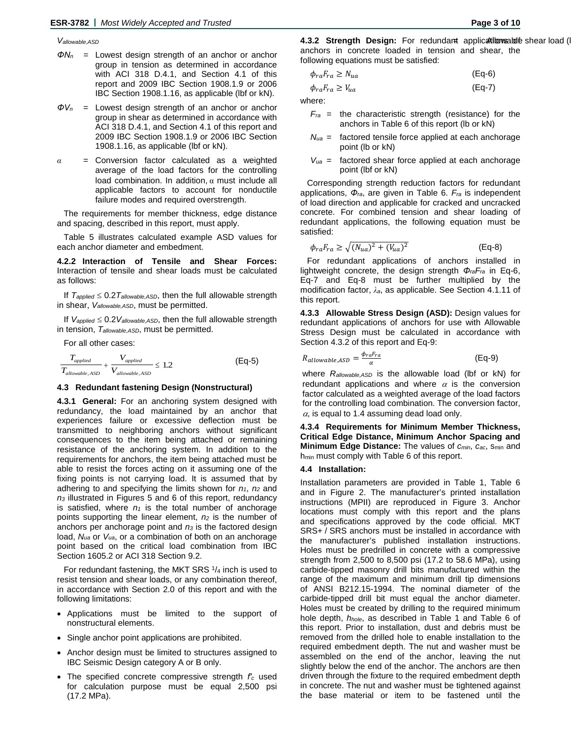$V_{allowable,ASD}$

$\Phi N_n$ = Lowest design strength of an anchor or anchor group in tension as determined in accordance with ACI 318 D.4.1, and Section 4.1 of this report and 2009 IBC Section 1908.1.9 or 2006 IBC Section 1908.1.16, as applicable (lbf or kN).

$\Phi V_n$ = Lowest design strength of an anchor or anchor group in shear as determined in accordance with ACI 318 D.4.1, and Section 4.1 of this report and 2009 IBC Section 1908.1.9 or 2006 IBC Section 1908.1.16, as applicable (lbf or kN).

$\alpha$ = Conversion factor calculated as a weighted average of the load factors for the controlling load combination. In addition, $\alpha$ must include all applicable factors to account for nonductile failure modes and required overstrength.

The requirements for member thickness, edge distance and spacing, described in this report, must apply.

Table 5 illustrates calculated example ASD values for each anchor diameter and embedment.

**4.2.2 Interaction of Tensile and Shear Forces:** Interaction of tensile and shear loads must be calculated as follows:

If $T_{applied} \leq 0.2T_{allowable,ASD}$, then the full allowable strength in shear, $V_{allowable,ASD}$, must be permitted.

If $V_{applied} \leq 0.2V_{allowable,ASD}$, then the full allowable strength in tension, $T_{allowable,ASD}$, must be permitted.

For all other cases:

$$\frac{T_{applied}}{T_{allowable,ASD}} + \frac{V_{applied}}{V_{allowable,ASD}} \leq 1.2 \qquad \text{(Eq-5)}$$

### 4.3 Redundant fastening Design (Nonstructural)

**4.3.1 General:** For an anchoring system designed with redundancy, the load maintained by an anchor that experiences failure or excessive deflection must be transmitted to neighboring anchors without significant consequences to the item being attached or remaining resistance of the anchoring system. In addition to the requirements for anchors, the item being attached must be able to resist the forces acting on it assuming one of the fixing points is not carrying load. It is assumed that by adhering to and specifying the limits shown for $n_1$, $n_2$ and $n_3$ illustrated in Figures 5 and 6 of this report, redundancy is satisfied, where $n_1$ is the total number of anchorage points supporting the linear element, $n_2$ is the number of anchors per anchorage point and $n_3$ is the factored design load, $N_{ua}$ or $V_{ua}$, or a combination of both on an anchorage point based on the critical load combination from IBC Section 1605.2 or ACI 318 Section 9.2.

For redundant fastening, the MKT SRS $^1/_4$ inch is used to resist tension and shear loads, or any combination thereof, in accordance with Section 2.0 of this report and with the following limitations:

- Applications must be limited to the support of nonstructural elements.
- Single anchor point applications are prohibited.
- Anchor design must be limited to structures assigned to IBC Seismic Design category A or B only.
- The specified concrete compressive strength $f'_c$ used for calculation purpose must be equal 2,500 psi (17.2 MPa).

**4.3.2 Strength Design:** For redundant applications of anchors in concrete loaded in tension and shear, the following equations must be satisfied:

$$\phi_{ra}F_{ra} \geq N_{ua} \qquad \text{(Eq-6)}$$

$$\phi_{ra}F_{ra} \geq V_{ua} \qquad \text{(Eq-7)}$$

where:

$F_{ra}$ = the characteristic strength (resistance) for the anchors in Table 6 of this report (lb or kN)

$N_{ua}$ = factored tensile force applied at each anchorage point (lb or kN)

$V_{ua}$ = factored shear force applied at each anchorage point (lbf or kN)

Corresponding strength reduction factors for redundant applications, $\Phi_{ra}$, are given in Table 6. $F_{ra}$ is independent of load direction and applicable for cracked and uncracked concrete. For combined tension and shear loading of redundant applications, the following equation must be satisfied:

$$\phi_{ra}F_{ra} \geq \sqrt{(N_{ua})^2 + (V_{ua})^2} \qquad \text{(Eq-8)}$$

For redundant applications of anchors installed in lightweight concrete, the design strength $\Phi_{ra}F_{ra}$ in Eq-6, Eq-7 and Eq-8 must be further multiplied by the modification factor, $\lambda_a$, as applicable. See Section 4.1.11 of this report.

**4.3.3 Allowable Stress Design (ASD):** Design values for redundant applications of anchors for use with Allowable Stress Design must be calculated in accordance with Section 4.3.2 of this report and Eq-9:

$$R_{allowable,ASD} = \frac{\phi_{ra}F_{ra}}{\alpha} \qquad \text{(Eq-9)}$$

where $R_{allowable,ASD}$ is the allowable load (lbf or kN) for redundant applications and where $\alpha$ is the conversion factor calculated as a weighted average of the load factors for the controlling load combination. The conversion factor, $\alpha$, is equal to 1.4 assuming dead load only.

**4.3.4 Requirements for Minimum Member Thickness, Critical Edge Distance, Minimum Anchor Spacing and Minimum Edge Distance:** The values of $c_{min}$, $c_{ac}$, $s_{min}$ and $h_{min}$ must comply with Table 6 of this report.

### 4.4 Installation:

Installation parameters are provided in Table 1, Table 6 and in Figure 2. The manufacturer's printed installation instructions (MPII) are reproduced in Figure 3. Anchor locations must comply with this report and the plans and specifications approved by the code official. MKT SRS+ / SRS anchors must be installed in accordance with the manufacturer's published installation instructions. Holes must be predrilled in concrete with a compressive strength from 2,500 to 8,500 psi (17.2 to 58.6 MPa), using carbide-tipped masonry drill bits manufactured within the range of the maximum and minimum drill tip dimensions of ANSI B212.15-1994. The nominal diameter of the carbide-tipped drill bit must equal the anchor diameter. Holes must be created by drilling to the required minimum hole depth, $h_{hole}$, as described in Table 1 and Table 6 of this report. Prior to installation, dust and debris must be removed from the drilled hole to enable installation to the required embedment depth. The nut and washer must be assembled on the end of the anchor, leaving the nut slightly below the end of the anchor. The anchors are then driven through the fixture to the required embedment depth in concrete. The nut and washer must be tightened against the base material or item to be fastened until the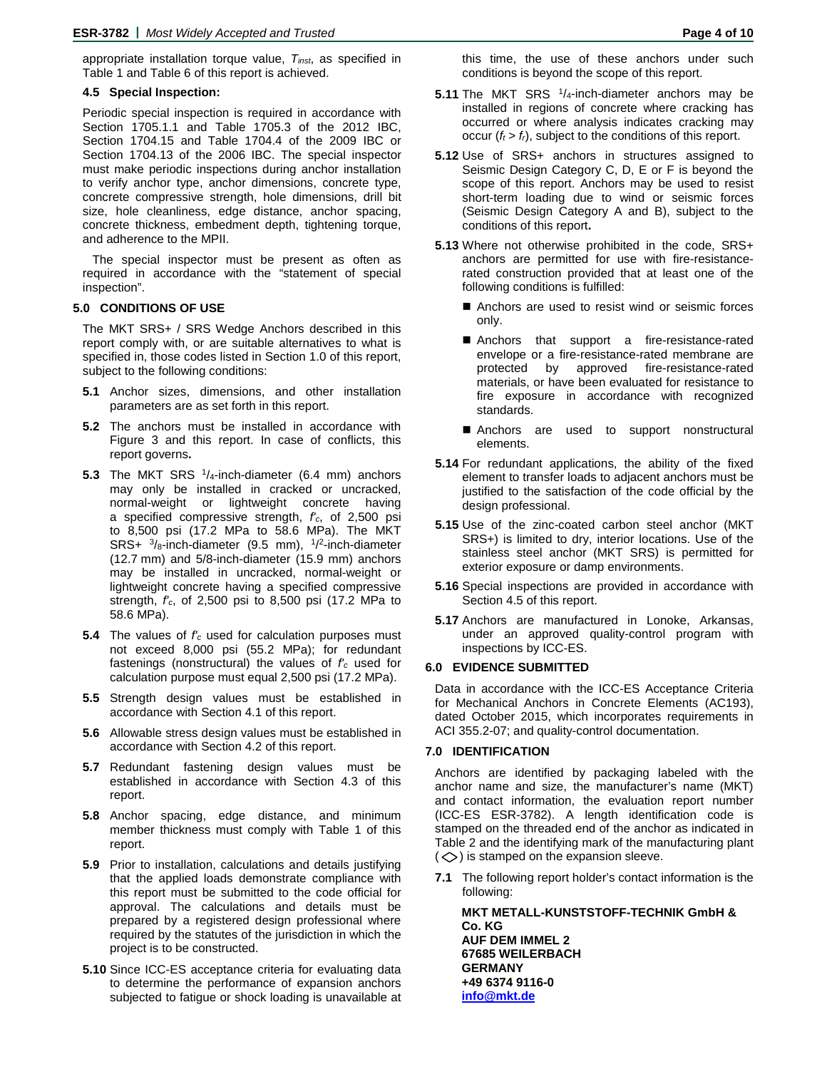appropriate installation torque value, $T_{inst}$, as specified in Table 1 and Table 6 of this report is achieved.

### 4.5 Special Inspection:

Periodic special inspection is required in accordance with Section 1705.1.1 and Table 1705.3 of the 2012 IBC, Section 1704.15 and Table 1704.4 of the 2009 IBC or Section 1704.13 of the 2006 IBC. The special inspector must make periodic inspections during anchor installation to verify anchor type, anchor dimensions, concrete type, concrete compressive strength, hole dimensions, drill bit size, hole cleanliness, edge distance, anchor spacing, concrete thickness, embedment depth, tightening torque, and adherence to the MPII.

The special inspector must be present as often as required in accordance with the "statement of special inspection".

## 5.0 CONDITIONS OF USE

The MKT SRS+ / SRS Wedge Anchors described in this report comply with, or are suitable alternatives to what is specified in, those codes listed in Section 1.0 of this report, subject to the following conditions:

**5.1** Anchor sizes, dimensions, and other installation parameters are as set forth in this report.

**5.2** The anchors must be installed in accordance with Figure 3 and this report. In case of conflicts, this report governs**.**

**5.3** The MKT SRS $^{1}/_{4}$-inch-diameter (6.4 mm) anchors may only be installed in cracked or uncracked, normal-weight or lightweight concrete having a specified compressive strength, $f'_c$, of 2,500 psi to 8,500 psi (17.2 MPa to 58.6 MPa). The MKT SRS+ $^{3}/_{8}$-inch-diameter (9.5 mm), $^{1}/_{2}$-inch-diameter (12.7 mm) and 5/8-inch-diameter (15.9 mm) anchors may be installed in uncracked, normal-weight or lightweight concrete having a specified compressive strength, $f'_c$, of 2,500 psi to 8,500 psi (17.2 MPa to 58.6 MPa).

**5.4** The values of $f'_c$ used for calculation purposes must not exceed 8,000 psi (55.2 MPa); for redundant fastenings (nonstructural) the values of $f'_c$ used for calculation purpose must equal 2,500 psi (17.2 MPa).

**5.5** Strength design values must be established in accordance with Section 4.1 of this report.

**5.6** Allowable stress design values must be established in accordance with Section 4.2 of this report.

**5.7** Redundant fastening design values must be established in accordance with Section 4.3 of this report.

**5.8** Anchor spacing, edge distance, and minimum member thickness must comply with Table 1 of this report.

**5.9** Prior to installation, calculations and details justifying that the applied loads demonstrate compliance with this report must be submitted to the code official for approval. The calculations and details must be prepared by a registered design professional where required by the statutes of the jurisdiction in which the project is to be constructed.

**5.10** Since ICC-ES acceptance criteria for evaluating data to determine the performance of expansion anchors subjected to fatigue or shock loading is unavailable at this time, the use of these anchors under such conditions is beyond the scope of this report.

**5.11** The MKT SRS $^{1}/_{4}$-inch-diameter anchors may be installed in regions of concrete where cracking has occurred or where analysis indicates cracking may occur ($f_t > f_r$), subject to the conditions of this report.

**5.12** Use of SRS+ anchors in structures assigned to Seismic Design Category C, D, E or F is beyond the scope of this report. Anchors may be used to resist short-term loading due to wind or seismic forces (Seismic Design Category A and B), subject to the conditions of this report**.**

**5.13** Where not otherwise prohibited in the code, SRS+ anchors are permitted for use with fire-resistance-rated construction provided that at least one of the following conditions is fulfilled:

- Anchors are used to resist wind or seismic forces only.
- Anchors that support a fire-resistance-rated envelope or a fire-resistance-rated membrane are protected by approved fire-resistance-rated materials, or have been evaluated for resistance to fire exposure in accordance with recognized standards.
- Anchors are used to support nonstructural elements.

**5.14** For redundant applications, the ability of the fixed element to transfer loads to adjacent anchors must be justified to the satisfaction of the code official by the design professional.

**5.15** Use of the zinc-coated carbon steel anchor (MKT SRS+) is limited to dry, interior locations. Use of the stainless steel anchor (MKT SRS) is permitted for exterior exposure or damp environments.

**5.16** Special inspections are provided in accordance with Section 4.5 of this report.

**5.17** Anchors are manufactured in Lonoke, Arkansas, under an approved quality-control program with inspections by ICC-ES.

## 6.0 EVIDENCE SUBMITTED

Data in accordance with the ICC-ES Acceptance Criteria for Mechanical Anchors in Concrete Elements (AC193), dated October 2015, which incorporates requirements in ACI 355.2-07; and quality-control documentation.

## 7.0 IDENTIFICATION

Anchors are identified by packaging labeled with the anchor name and size, the manufacturer's name (MKT) and contact information, the evaluation report number (ICC-ES ESR-3782). A length identification code is stamped on the threaded end of the anchor as indicated in Table 2 and the identifying mark of the manufacturing plant (◇) is stamped on the expansion sleeve.

**7.1** The following report holder's contact information is the following:

**MKT METALL-KUNSTSTOFF-TECHNIK GmbH & Co. KG**
**AUF DEM IMMEL 2**
**67685 WEILERBACH**
**GERMANY**
**+49 6374 9116-0**
**info@mkt.de**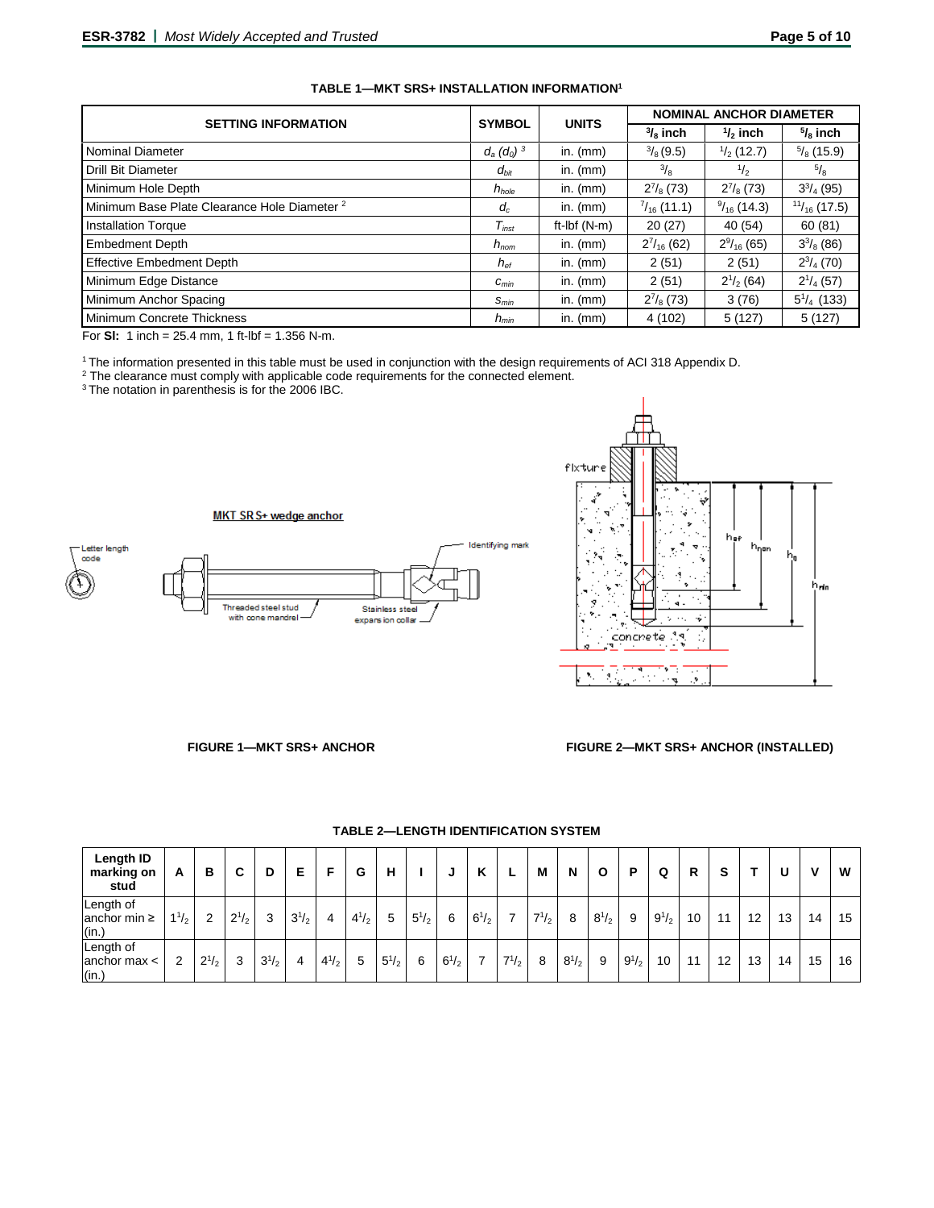**TABLE 1—MKT SRS+ INSTALLATION INFORMATION[1]**

| SETTING INFORMATION | SYMBOL | UNITS | NOMINAL ANCHOR DIAMETER | | |
|---|---|---|---|---|---|
| | | | $^3/_8$ inch | $^1/_2$ inch | $^5/_8$ inch |
| Nominal Diameter | $d_a$ $(d_o)$ [3] | in. (mm) | $^3/_8$ (9.5) | $^1/_2$ (12.7) | $^5/_8$ (15.9) |
| Drill Bit Diameter | $d_{bit}$ | in. (mm) | $^3/_8$ | $^1/_2$ | $^5/_8$ |
| Minimum Hole Depth | $h_{hole}$ | in. (mm) | $2^7/_8$ (73) | $2^7/_8$ (73) | $3^3/_4$ (95) |
| Minimum Base Plate Clearance Hole Diameter [2] | $d_c$ | in. (mm) | $^7/_{16}$ (11.1) | $^9/_{16}$ (14.3) | $^{11}/_{16}$ (17.5) |
| Installation Torque | $T_{inst}$ | ft-lbf (N-m) | 20 (27) | 40 (54) | 60 (81) |
| Embedment Depth | $h_{nom}$ | in. (mm) | $2^7/_{16}$ (62) | $2^9/_{16}$ (65) | $3^3/_8$ (86) |
| Effective Embedment Depth | $h_{ef}$ | in. (mm) | 2 (51) | 2 (51) | $2^3/_4$ (70) |
| Minimum Edge Distance | $c_{min}$ | in. (mm) | 2 (51) | $2^1/_2$ (64) | $2^1/_4$ (57) |
| Minimum Anchor Spacing | $s_{min}$ | in. (mm) | $2^7/_8$ (73) | 3 (76) | $5^1/_4$ (133) |
| Minimum Concrete Thickness | $h_{min}$ | in. (mm) | 4 (102) | 5 (127) | 5 (127) |

For **SI:** 1 inch = 25.4 mm, 1 ft-lbf = 1.356 N-m.

[1] The information presented in this table must be used in conjunction with the design requirements of ACI 318 Appendix D.
[2] The clearance must comply with applicable code requirements for the connected element.
[3] The notation in parenthesis is for the 2006 IBC.

MKT SRS+ wedge anchor

Letter length code — Threaded steel stud with cone mandrel — Stainless steel expansion collar — Identifying mark

**FIGURE 1—MKT SRS+ ANCHOR**

fixture — concrete — $h_{ef}$ — $h_{nom}$ — $h_0$ — $h_{min}$

**FIGURE 2—MKT SRS+ ANCHOR (INSTALLED)**

**TABLE 2—LENGTH IDENTIFICATION SYSTEM**

| Length ID marking on stud | A | B | C | D | E | F | G | H | I | J | K | L | M | N | O | P | Q | R | S | T | U | V | W |
|---|---|---|---|---|---|---|---|---|---|---|---|---|---|---|---|---|---|---|---|---|---|---|---|
| Length of anchor min ≥ (in.) | $1^1/_2$ | 2 | $2^1/_2$ | 3 | $3^1/_2$ | 4 | $4^1/_2$ | 5 | $5^1/_2$ | 6 | $6^1/_2$ | 7 | $7^1/_2$ | 8 | $8^1/_2$ | 9 | $9^1/_2$ | 10 | 11 | 12 | 13 | 14 | 15 |
| Length of anchor max < (in.) | 2 | $2^1/_2$ | 3 | $3^1/_2$ | 4 | $4^1/_2$ | 5 | $5^1/_2$ | 6 | $6^1/_2$ | 7 | $7^1/_2$ | 8 | $8^1/_2$ | 9 | $9^1/_2$ | 10 | 11 | 12 | 13 | 14 | 15 | 16 |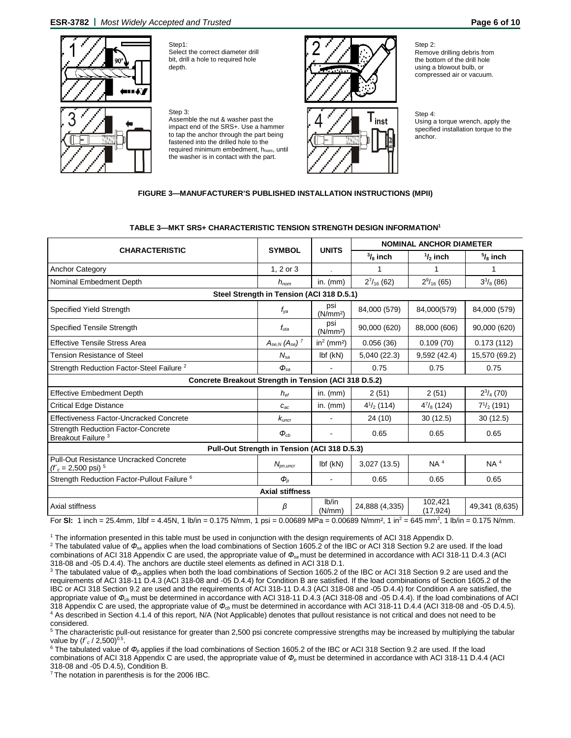Step1:
Select the correct diameter drill bit, drill a hole to required hole depth.

Step 2:
Remove drilling debris from the bottom of the drill hole using a blowout bulb, or compressed air or vacuum.

Step 3:
Assemble the nut & washer past the impact end of the SRS+. Use a hammer to tap the anchor through the part being fastened into the drilled hole to the required minimum embedment, $h_{nom}$, until the washer is in contact with the part.

Step 4:
Using a torque wrench, apply the specified installation torque to the anchor.

**FIGURE 3—MANUFACTURER'S PUBLISHED INSTALLATION INSTRUCTIONS (MPII)**

**TABLE 3—MKT SRS+ CHARACTERISTIC TENSION STRENGTH DESIGN INFORMATION[1]**

| CHARACTERISTIC | SYMBOL | UNITS | NOMINAL ANCHOR DIAMETER | | |
|---|---|---|---|---|---|
| | | | $^3/_8$ inch | $^1/_2$ inch | $^5/_8$ inch |
| Anchor Category | 1, 2 or 3 | - | 1 | 1 | 1 |
| Nominal Embedment Depth | $h_{nom}$ | in. (mm) | $2^7/_{16}$ (62) | $2^9/_{16}$ (65) | $3^3/_8$ (86) |
| **Steel Strength in Tension (ACI 318 D.5.1)** | | | | | |
| Specified Yield Strength | $f_{ya}$ | psi (N/mm²) | 84,000 (579) | 84,000(579) | 84,000 (579) |
| Specified Tensile Strength | $f_{uta}$ | psi (N/mm²) | 90,000 (620) | 88,000 (606) | 90,000 (620) |
| Effective Tensile Stress Area | $A_{se,N}$ ($A_{se}$) [7] | in² (mm²) | 0.056 (36) | 0.109 (70) | 0.173 (112) |
| Tension Resistance of Steel | $N_{sa}$ | lbf (kN) | 5,040 (22.3) | 9,592 (42.4) | 15,570 (69.2) |
| Strength Reduction Factor-Steel Failure [2] | $\Phi_{sa}$ | - | 0.75 | 0.75 | 0.75 |
| **Concrete Breakout Strength in Tension (ACI 318 D.5.2)** | | | | | |
| Effective Embedment Depth | $h_{ef}$ | in. (mm) | 2 (51) | 2 (51) | $2^3/_4$ (70) |
| Critical Edge Distance | $c_{ac}$ | in. (mm) | $4^1/_2$ (114) | $4^7/_8$ (124) | $7^1/_2$ (191) |
| Effectiveness Factor-Uncracked Concrete | $k_{uncr}$ | - | 24 (10) | 30 (12.5) | 30 (12.5) |
| Strength Reduction Factor-Concrete Breakout Failure [3] | $\Phi_{cb}$ | - | 0.65 | 0.65 | 0.65 |
| **Pull-Out Strength in Tension (ACI 318 D.5.3)** | | | | | |
| Pull-Out Resistance Uncracked Concrete ($f'_c$ = 2,500 psi) [5] | $N_{pn,uncr}$ | lbf (kN) | 3,027 (13.5) | NA [4] | NA [4] |
| Strength Reduction Factor-Pullout Failure [6] | $\Phi_p$ | - | 0.65 | 0.65 | 0.65 |
| **Axial stiffness** | | | | | |
| Axial stiffness | $\beta$ | lb/in (N/mm) | 24,888 (4,335) | 102,421 (17,924) | 49,341 (8,635) |

For **SI:** 1 inch = 25.4mm, 1lbf = 4.45N, 1 lb/in = 0.175 N/mm, 1 psi = 0.00689 MPa = 0.00689 N/mm², 1 in² = 645 mm², 1 lb/in = 0.175 N/mm.

[1] The information presented in this table must be used in conjunction with the design requirements of ACI 318 Appendix D.

[2] The tabulated value of $\Phi_{sa}$ applies when the load combinations of Section 1605.2 of the IBC or ACI 318 Section 9.2 are used. If the load combinations of ACI 318 Appendix C are used, the appropriate value of $\Phi_{sa}$ must be determined in accordance with ACI 318-11 D.4.3 (ACI 318-08 and -05 D.4.4). The anchors are ductile steel elements as defined in ACI 318 D.1.

[3] The tabulated value of $\Phi_{cb}$ applies when both the load combinations of Section 1605.2 of the IBC or ACI 318 Section 9.2 are used and the requirements of ACI 318-11 D.4.3 (ACI 318-08 and -05 D.4.4) for Condition B are satisfied. If the load combinations of Section 1605.2 of the IBC or ACI 318 Section 9.2 are used and the requirements of ACI 318-11 D.4.3 (ACI 318-08 and -05 D.4.4) for Condition A are satisfied, the appropriate value of $\Phi_{cb}$ must be determined in accordance with ACI 318-11 D.4.3 (ACI 318-08 and -05 D.4.4). If the load combinations of ACI 318 Appendix C are used, the appropriate value of $\Phi_{cb}$ must be determined in accordance with ACI 318-11 D.4.4 (ACI 318-08 and -05 D.4.5).

[4] As described in Section 4.1.4 of this report, N/A (Not Applicable) denotes that pullout resistance is not critical and does not need to be considered.

[5] The characteristic pull-out resistance for greater than 2,500 psi concrete compressive strengths may be increased by multiplying the tabular value by $(f'_c / 2{,}500)^{0.5}$.

[6] The tabulated value of $\Phi_p$ applies if the load combinations of Section 1605.2 of the IBC or ACI 318 Section 9.2 are used. If the load combinations of ACI 318 Appendix C are used, the appropriate value of $\Phi_p$ must be determined in accordance with ACI 318-11 D.4.4 (ACI 318-08 and -05 D.4.5), Condition B.

[7] The notation in parenthesis is for the 2006 IBC.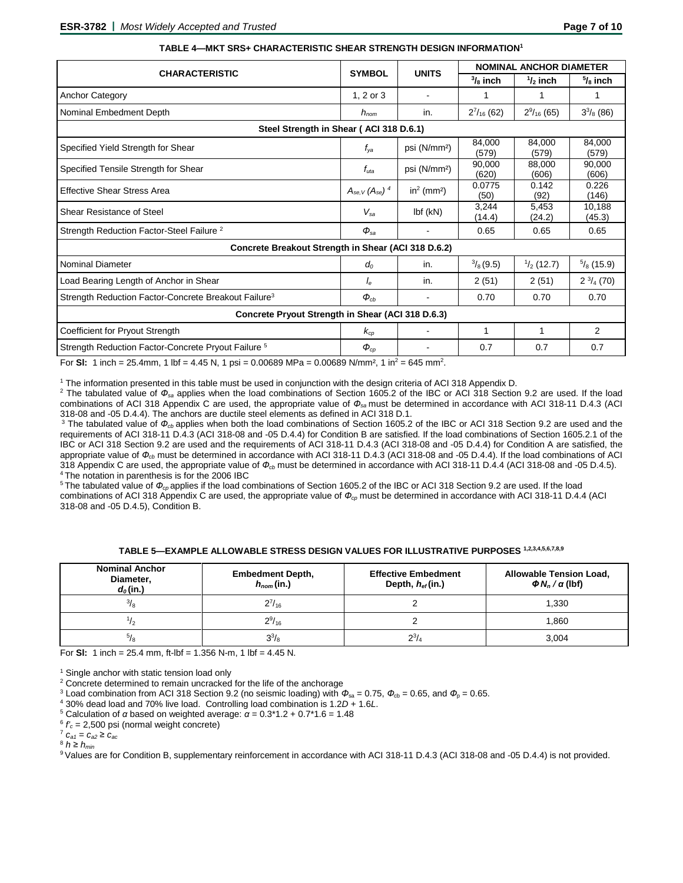**TABLE 4—MKT SRS+ CHARACTERISTIC SHEAR STRENGTH DESIGN INFORMATION[1]**

| CHARACTERISTIC | SYMBOL | UNITS | NOMINAL ANCHOR DIAMETER | | |
|---|---|---|---|---|---|
| | | | $^3/_8$ inch | $^1/_2$ inch | $^5/_8$ inch |
| Anchor Category | 1, 2 or 3 | - | 1 | 1 | 1 |
| Nominal Embedment Depth | $h_{nom}$ | in. | $2^7/_{16}$ (62) | $2^9/_{16}$ (65) | $3^3/_8$ (86) |
| **Steel Strength in Shear ( ACI 318 D.6.1)** | | | | | |
| Specified Yield Strength for Shear | $f_{ya}$ | psi (N/mm²) | 84,000 (579) | 84,000 (579) | 84,000 (579) |
| Specified Tensile Strength for Shear | $f_{uta}$ | psi (N/mm²) | 90,000 (620) | 88,000 (606) | 90,000 (606) |
| Effective Shear Stress Area | $A_{se,V}$ ($A_{se}$) [4] | in² (mm²) | 0.0775 (50) | 0.142 (92) | 0.226 (146) |
| Shear Resistance of Steel | $V_{sa}$ | lbf (kN) | 3,244 (14.4) | 5,453 (24.2) | 10,188 (45.3) |
| Strength Reduction Factor-Steel Failure [2] | $\Phi_{sa}$ | - | 0.65 | 0.65 | 0.65 |
| **Concrete Breakout Strength in Shear (ACI 318 D.6.2)** | | | | | |
| Nominal Diameter | $d_o$ | in. | $^3/_8$ (9.5) | $^1/_2$ (12.7) | $^5/_8$ (15.9) |
| Load Bearing Length of Anchor in Shear | $l_e$ | in. | 2 (51) | 2 (51) | 2 $^3/_4$ (70) |
| Strength Reduction Factor-Concrete Breakout Failure[3] | $\Phi_{cb}$ | - | 0.70 | 0.70 | 0.70 |
| **Concrete Pryout Strength in Shear (ACI 318 D.6.3)** | | | | | |
| Coefficient for Pryout Strength | $k_{cp}$ | - | 1 | 1 | 2 |
| Strength Reduction Factor-Concrete Pryout Failure [5] | $\Phi_{cp}$ | - | 0.7 | 0.7 | 0.7 |

For **SI:** 1 inch = 25.4mm, 1 lbf = 4.45 N, 1 psi = 0.00689 MPa = 0.00689 N/mm², 1 in² = 645 mm².

[1] The information presented in this table must be used in conjunction with the design criteria of ACI 318 Appendix D.
[2] The tabulated value of $\Phi_{sa}$ applies when the load combinations of Section 1605.2 of the IBC or ACI 318 Section 9.2 are used. If the load combinations of ACI 318 Appendix C are used, the appropriate value of $\Phi_{sa}$ must be determined in accordance with ACI 318-11 D.4.3 (ACI 318-08 and -05 D.4.4). The anchors are ductile steel elements as defined in ACI 318 D.1.
[3] The tabulated value of $\Phi_{cb}$ applies when both the load combinations of Section 1605.2 of the IBC or ACI 318 Section 9.2 are used and the requirements of ACI 318-11 D.4.3 (ACI 318-08 and -05 D.4.4) for Condition B are satisfied. If the load combinations of Section 1605.2.1 of the IBC or ACI 318 Section 9.2 are used and the requirements of ACI 318-11 D.4.3 (ACI 318-08 and -05 D.4.4) for Condition A are satisfied, the appropriate value of $\Phi_{cb}$ must be determined in accordance with ACI 318-11 D.4.3 (ACI 318-08 and -05 D.4.4). If the load combinations of ACI 318 Appendix C are used, the appropriate value of $\Phi_{cb}$ must be determined in accordance with ACI 318-11 D.4.4 (ACI 318-08 and -05 D.4.5).
[4] The notation in parenthesis is for the 2006 IBC
[5] The tabulated value of $\Phi_{cp}$ applies if the load combinations of Section 1605.2 of the IBC or ACI 318 Section 9.2 are used. If the load combinations of ACI 318 Appendix C are used, the appropriate value of $\Phi_{cp}$ must be determined in accordance with ACI 318-11 D.4.4 (ACI 318-08 and -05 D.4.5), Condition B.

**TABLE 5—EXAMPLE ALLOWABLE STRESS DESIGN VALUES FOR ILLUSTRATIVE PURPOSES [1,2,3,4,5,6,7,8,9]**

| Nominal Anchor Diameter, $d_o$ (in.) | Embedment Depth, $h_{nom}$ (in.) | Effective Embedment Depth, $h_{ef}$ (in.) | Allowable Tension Load, $\Phi N_n / \alpha$ (lbf) |
|---|---|---|---|
| $^3/_8$ | $2^7/_{16}$ | 2 | 1,330 |
| $^1/_2$ | $2^9/_{16}$ | 2 | 1,860 |
| $^5/_8$ | $3^3/_8$ | $2^3/_4$ | 3,004 |

For **SI:** 1 inch = 25.4 mm, ft-lbf = 1.356 N-m, 1 lbf = 4.45 N.

[1] Single anchor with static tension load only
[2] Concrete determined to remain uncracked for the life of the anchorage
[3] Load combination from ACI 318 Section 9.2 (no seismic loading) with $\Phi_{sa}$ = 0.75, $\Phi_{cb}$ = 0.65, and $\Phi_p$ = 0.65.
[4] 30% dead load and 70% live load. Controlling load combination is 1.2$D$ + 1.6$L$.
[5] Calculation of $\alpha$ based on weighted average: $\alpha = 0.3*1.2 + 0.7*1.6 = 1.48$
[6] $f'_c$ = 2,500 psi (normal weight concrete)
[7] $c_{a1} = c_{a2} \geq c_{ac}$
[8] $h \geq h_{min}$
[9] Values are for Condition B, supplementary reinforcement in accordance with ACI 318-11 D.4.3 (ACI 318-08 and -05 D.4.4) is not provided.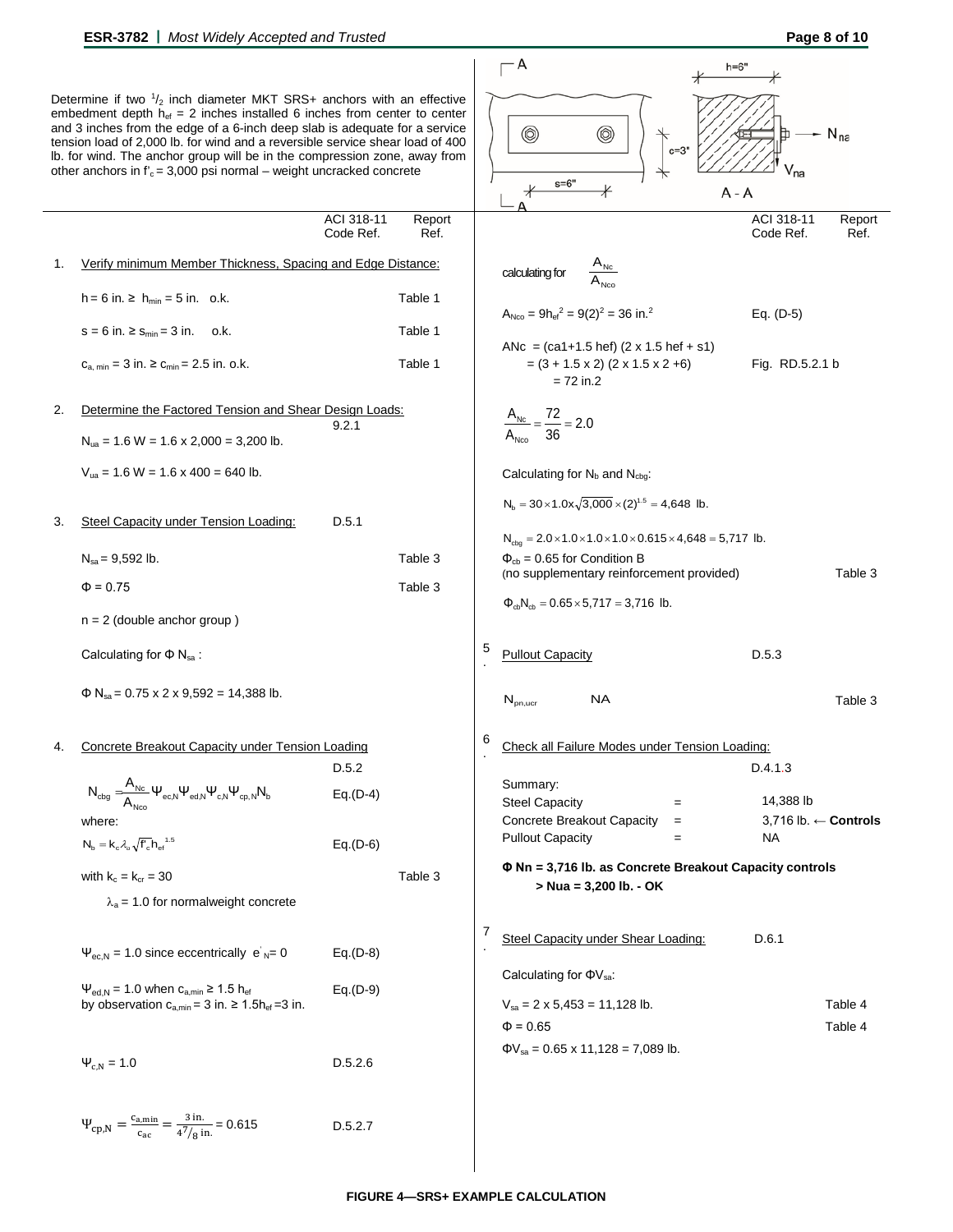Determine if two $^1/_2$ inch diameter MKT SRS+ anchors with an effective embedment depth $h_{ef}$ = 2 inches installed 6 inches from center to center and 3 inches from the edge of a 6-inch deep slab is adequate for a service tension load of 2,000 lb. for wind and a reversible service shear load of 400 lb. for wind. The anchor group will be in the compression zone, away from other anchors in $f'_c$ = 3,000 psi normal – weight uncracked concrete

A – A; h=6"; c=3"; s=6"; $N_{na}$; $V_{na}$

| | | ACI 318-11 Code Ref. | Report Ref. |
|---|---|---|---|
| 1. | Verify minimum Member Thickness, Spacing and Edge Distance: | | |
| | h = 6 in. ≥ $h_{min}$ = 5 in. o.k. | | Table 1 |
| | s = 6 in. ≥ $s_{min}$ = 3 in. o.k. | | Table 1 |
| | $c_{a,min}$ = 3 in. ≥ $c_{min}$ = 2.5 in. o.k. | | Table 1 |
| 2. | Determine the Factored Tension and Shear Design Loads: | 9.2.1 | |
| | $N_{ua}$ = 1.6 W = 1.6 x 2,000 = 3,200 lb. | | |
| | $V_{ua}$ = 1.6 W = 1.6 x 400 = 640 lb. | | |
| 3. | Steel Capacity under Tension Loading: | D.5.1 | |
| | $N_{sa}$ = 9,592 lb. | | Table 3 |
| | Φ = 0.75 | | Table 3 |
| | n = 2 (double anchor group ) | | |
| | Calculating for Φ $N_{sa}$ : | | |
| | Φ $N_{sa}$ = 0.75 x 2 x 9,592 = 14,388 lb. | | |
| 4. | Concrete Breakout Capacity under Tension Loading | D.5.2 | |
| | $N_{cbg} = \frac{A_{Nc}}{A_{Nco}}\Psi_{ec,N}\Psi_{ed,N}\Psi_{c,N}\Psi_{cp,N}N_b$ | Eq.(D-4) | |
| | where: | | |
| | $N_b = k_c\lambda_a\sqrt{f'_c}h_{ef}^{1.5}$ | Eq.(D-6) | |
| | with $k_c = k_{cr}$ = 30 | | Table 3 |
| | $\lambda_a$ = 1.0 for normalweight concrete | | |
| | $\Psi_{ec,N}$ = 1.0 since eccentrically $e'_N$ = 0 | Eq.(D-8) | |
| | $\Psi_{ed,N}$ = 1.0 when $c_{a,min} \geq 1.5\, h_{ef}$ by observation $c_{a,min}$ = 3 in. ≥ $1.5h_{ef}$ =3 in. | Eq.(D-9) | |
| | $\Psi_{c,N}$ = 1.0 | D.5.2.6 | |
| | $\Psi_{cp,N} = \frac{c_{a,min}}{c_{ac}} = \frac{3\text{ in.}}{4^7/_8\text{ in.}}$ = 0.615 | D.5.2.7 | |

| | | ACI 318-11 Code Ref. | Report Ref. |
|---|---|---|---|
| | calculating for $\frac{A_{Nc}}{A_{Nco}}$ | | |
| | $A_{Nco} = 9h_{ef}^2 = 9(2)^2$ = 36 in.$^2$ | Eq. (D-5) | |
| | ANc = (ca1+1.5 hef) (2 x 1.5 hef + s1) = (3 + 1.5 x 2) (2 x 1.5 x 2 +6) = 72 in.2 | Fig. RD.5.2.1 b | |
| | $\frac{A_{Nc}}{A_{Nco}} = \frac{72}{36} = 2.0$ | | |
| | Calculating for $N_b$ and $N_{cbg}$: | | |
| | $N_b = 30 \times 1.0 x\sqrt{3{,}000} \times (2)^{1.5}$ = 4,648 lb. | | |
| | $N_{cbg} = 2.0 \times 1.0 \times 1.0 \times 1.0 \times 0.615 \times 4{,}648$ = 5,717 lb. | | |
| | $\Phi_{cb}$ = 0.65 for Condition B (no supplementary reinforcement provided) | | Table 3 |
| | $\Phi_{cb}N_{cb} = 0.65 \times 5{,}717$ = 3,716 lb. | | |
| 5. | Pullout Capacity | D.5.3 | |
| | $N_{pn,ucr}$ NA | | Table 3 |
| 6. | Check all Failure Modes under Tension Loading: | D.4.1.3 | |
| | Summary: | | |
| | Steel Capacity = 14,388 lb | | |
| | Concrete Breakout Capacity = 3,716 lb. ← **Controls** | | |
| | Pullout Capacity = NA | | |
| | **Φ Nn = 3,716 lb. as Concrete Breakout Capacity controls > Nua = 3,200 lb. - OK** | | |
| 7. | Steel Capacity under Shear Loading: | D.6.1 | |
| | Calculating for $\Phi V_{sa}$: | | |
| | $V_{sa}$ = 2 x 5,453 = 11,128 lb. | | Table 4 |
| | Φ = 0.65 | | Table 4 |
| | $\Phi V_{sa}$ = 0.65 x 11,128 = 7,089 lb. | | |

**FIGURE 4—SRS+ EXAMPLE CALCULATION**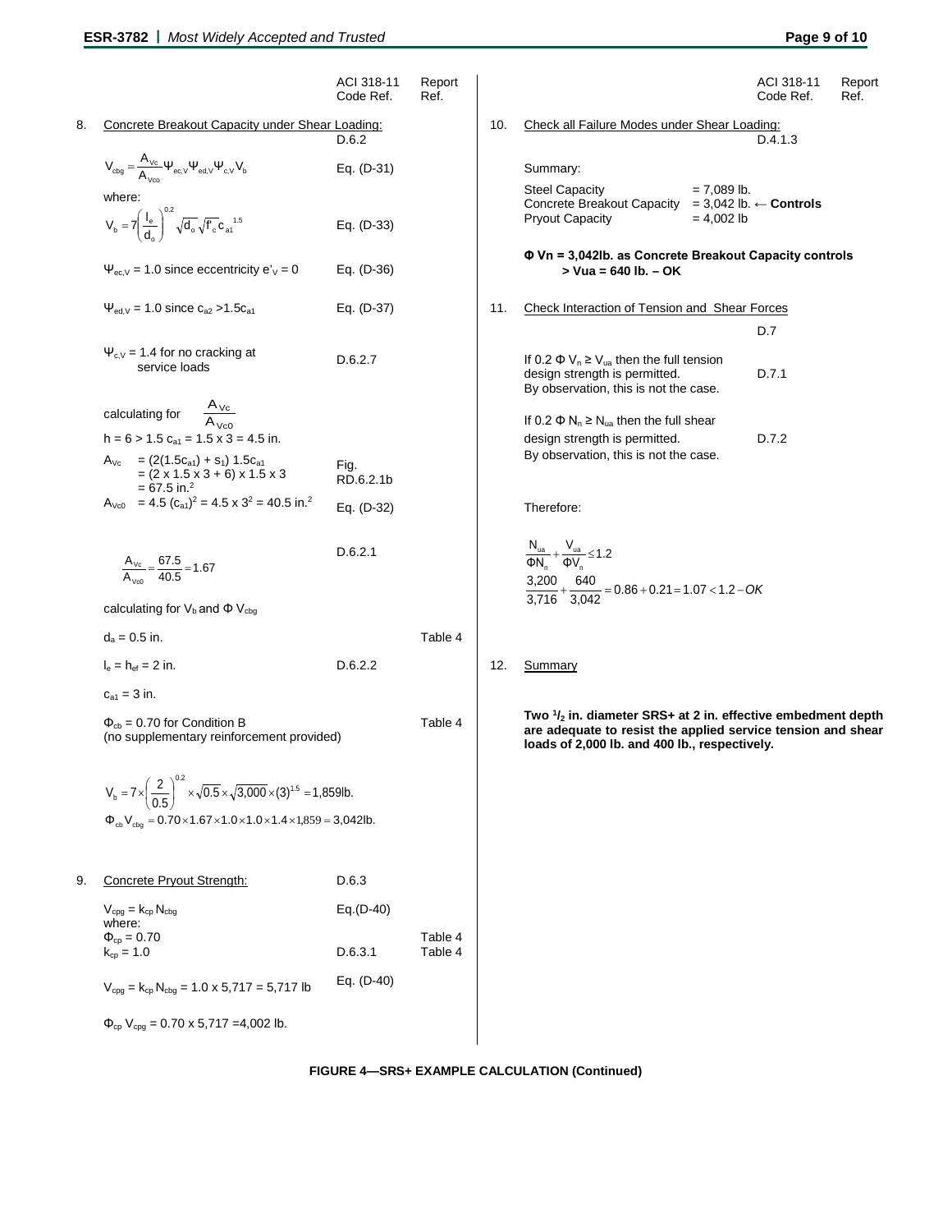| | ACI 318-11 Code Ref. | Report Ref. |
|---|---|---|

**8. Concrete Breakout Capacity under Shear Loading:** D.6.2

$$V_{cbg} = \frac{A_{Vc}}{A_{Vco}} \Psi_{ec,V} \Psi_{ed,V} \Psi_{c,V} V_b \quad \text{Eq. (D-31)}$$

where:

$$V_b = 7\left(\frac{l_e}{d_o}\right)^{0.2} \sqrt{d_o}\sqrt{f'_c}\, c_{a1}^{1.5} \quad \text{Eq. (D-33)}$$

$\Psi_{ec,V} = 1.0$ since eccentricity $e'_V = 0$ — Eq. (D-36)

$\Psi_{ed,V} = 1.0$ since $c_{a2} > 1.5c_{a1}$ — Eq. (D-37)

$\Psi_{c,V} = 1.4$ for no cracking at service loads — D.6.2.7

calculating for $\frac{A_{Vc}}{A_{Vc0}}$

$h = 6 > 1.5\, c_{a1} = 1.5 \times 3 = 4.5$ in.

$A_{Vc} = (2(1.5c_{a1}) + s_1)\, 1.5c_{a1}$
$= (2 \times 1.5 \times 3 + 6) \times 1.5 \times 3$
$= 67.5$ in.$^2$ — Fig. RD.6.2.1b

$A_{Vc0} = 4.5\, (c_{a1})^2 = 4.5 \times 3^2 = 40.5$ in.$^2$ — Eq. (D-32)

$$\frac{A_{Vc}}{A_{Vc0}} = \frac{67.5}{40.5} = 1.67 \quad \text{D.6.2.1}$$

calculating for $V_b$ and $\Phi\, V_{cbg}$

$d_a = 0.5$ in. — Table 4

$l_e = h_{ef} = 2$ in. — D.6.2.2

$c_{a1} = 3$ in.

$\Phi_{cb} = 0.70$ for Condition B (no supplementary reinforcement provided) — Table 4

$$V_b = 7 \times \left(\frac{2}{0.5}\right)^{0.2} \times \sqrt{0.5} \times \sqrt{3{,}000} \times (3)^{1.5} = 1{,}859\text{lb.}$$

$$\Phi_{cb} V_{cbg} = 0.70 \times 1.67 \times 1.0 \times 1.0 \times 1.4 \times 1{,}859 = 3{,}042\text{lb.}$$

**9. Concrete Pryout Strength:** D.6.3

$V_{cpg} = k_{cp}\, N_{cbg}$ — Eq.(D-40)

where:

$\Phi_{cp} = 0.70$ — Table 4

$k_{cp} = 1.0$ — D.6.3.1, Table 4

$V_{cpg} = k_{cp}\, N_{cbg} = 1.0 \times 5{,}717 = 5{,}717$ lb — Eq. (D-40)

$\Phi_{cp}\, V_{cpg} = 0.70 \times 5{,}717 = 4{,}002$ lb.

**10. Check all Failure Modes under Shear Loading:** D.4.1.3

Summary:

| | |
|---|---|
| Steel Capacity | = 7,089 lb. |
| Concrete Breakout Capacity | = 3,042 lb. ← **Controls** |
| Pryout Capacity | = 4,002 lb |

**Φ Vn = 3,042lb. as Concrete Breakout Capacity controls > Vua = 640 lb. – OK**

**11. Check Interaction of Tension and Shear Forces** D.7

If $0.2\, \Phi\, V_n \geq V_{ua}$ then the full tension design strength is permitted. — D.7.1
By observation, this is not the case.

If $0.2\, \Phi\, N_n \geq N_{ua}$ then the full shear design strength is permitted. — D.7.2
By observation, this is not the case.

Therefore:

$$\frac{N_{ua}}{\Phi N_n} + \frac{V_{ua}}{\Phi V_n} \leq 1.2$$

$$\frac{3{,}200}{3{,}716} + \frac{640}{3{,}042} = 0.86 + 0.21 = 1.07 < 1.2 - OK$$

**12. Summary**

**Two 1/2 in. diameter SRS+ at 2 in. effective embedment depth are adequate to resist the applied service tension and shear loads of 2,000 lb. and 400 lb., respectively.**

**FIGURE 4—SRS+ EXAMPLE CALCULATION (Continued)**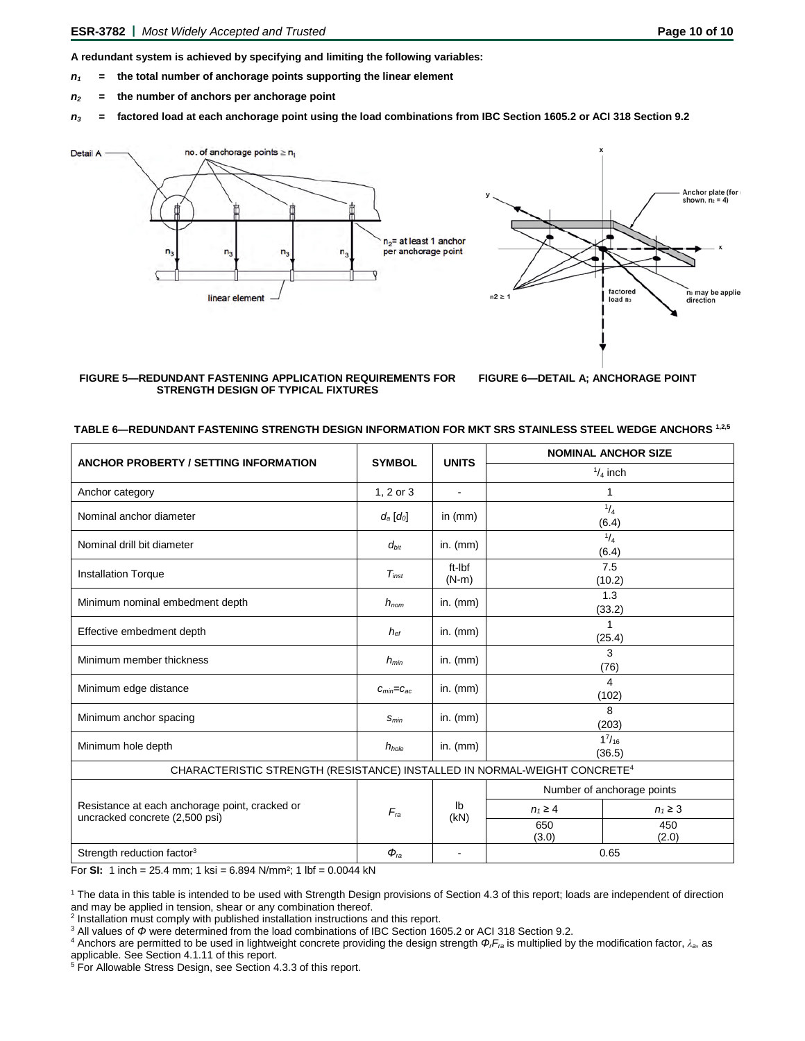**A redundant system is achieved by specifying and limiting the following variables:**

**$n_1$ = the total number of anchorage points supporting the linear element**

**$n_2$ = the number of anchors per anchorage point**

**$n_3$ = factored load at each anchorage point using the load combinations from IBC Section 1605.2 or ACI 318 Section 9.2**

Detail A

no. of anchorage points ≥ $n_1$

$n_3$ $n_3$ $n_3$ $n_3$

$n_2$= at least 1 anchor per anchorage point

linear element

x

y

Anchor plate (for shown, $n_2$ = 4)

x

factored load $n_3$

$n_3$ may be applie direction

n2 ≥ 1

**FIGURE 5—REDUNDANT FASTENING APPLICATION REQUIREMENTS FOR STRENGTH DESIGN OF TYPICAL FIXTURES**

**FIGURE 6—DETAIL A; ANCHORAGE POINT**

**TABLE 6—REDUNDANT FASTENING STRENGTH DESIGN INFORMATION FOR MKT SRS STAINLESS STEEL WEDGE ANCHORS [1,2,5]**

| ANCHOR PROBERTY / SETTING INFORMATION | SYMBOL | UNITS | NOMINAL ANCHOR SIZE | |
|---|---|---|---|---|
| | | | $^{1}/_{4}$ inch | |
| Anchor category | 1, 2 or 3 | - | 1 | |
| Nominal anchor diameter | $d_a$ [$d_o$] | in (mm) | $^{1}/_{4}$ (6.4) | |
| Nominal drill bit diameter | $d_{bit}$ | in. (mm) | $^{1}/_{4}$ (6.4) | |
| Installation Torque | $T_{inst}$ | ft-lbf (N-m) | 7.5 (10.2) | |
| Minimum nominal embedment depth | $h_{nom}$ | in. (mm) | 1.3 (33.2) | |
| Effective embedment depth | $h_{ef}$ | in. (mm) | 1 (25.4) | |
| Minimum member thickness | $h_{min}$ | in. (mm) | 3 (76) | |
| Minimum edge distance | $c_{min}$=$c_{ac}$ | in. (mm) | 4 (102) | |
| Minimum anchor spacing | $s_{min}$ | in. (mm) | 8 (203) | |
| Minimum hole depth | $h_{hole}$ | in. (mm) | $1^{7}/_{16}$ (36.5) | |
| CHARACTERISTIC STRENGTH (RESISTANCE) INSTALLED IN NORMAL-WEIGHT CONCRETE[4] | | | | |
| Resistance at each anchorage point, cracked or uncracked concrete (2,500 psi) | $F_{ra}$ | lb (kN) | Number of anchorage points | |
| | | | $n_1 \geq 4$ | $n_1 \geq 3$ |
| | | | 650 (3.0) | 450 (2.0) |
| Strength reduction factor[3] | $\Phi_{ra}$ | - | 0.65 | |

For **SI:** 1 inch = 25.4 mm; 1 ksi = 6.894 N/mm²; 1 lbf = 0.0044 kN

[1] The data in this table is intended to be used with Strength Design provisions of Section 4.3 of this report; loads are independent of direction and may be applied in tension, shear or any combination thereof.

[2] Installation must comply with published installation instructions and this report.

[3] All values of $\Phi$ were determined from the load combinations of IBC Section 1605.2 or ACI 318 Section 9.2.

[4] Anchors are permitted to be used in lightweight concrete providing the design strength $\Phi_r F_{ra}$ is multiplied by the modification factor, $\lambda_a$, as applicable. See Section 4.1.11 of this report.

[5] For Allowable Stress Design, see Section 4.3.3 of this report.